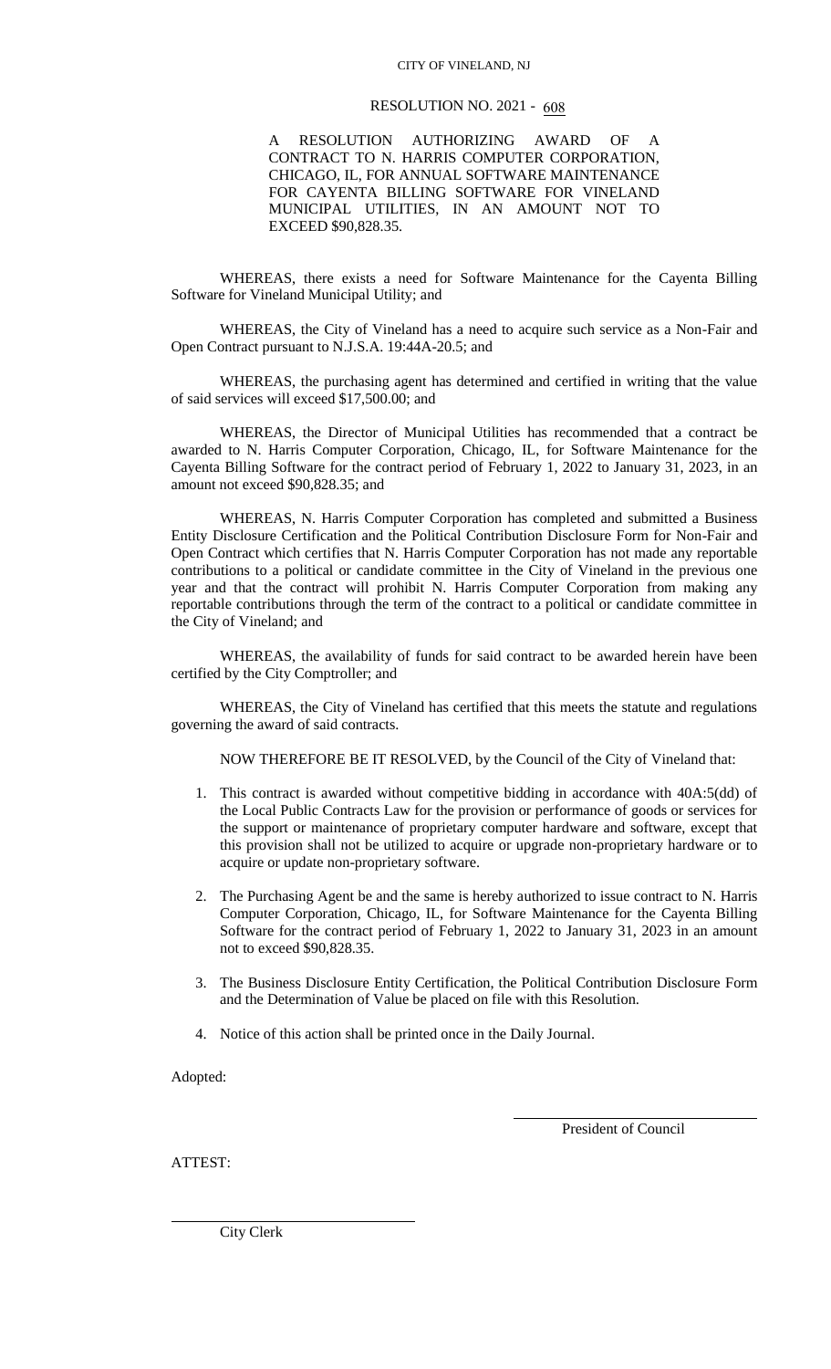CITY OF VINELAND, NJ

RESOLUTION NO. 2021 - 608

A RESOLUTION AUTHORIZING AWARD OF A CONTRACT TO N. HARRIS COMPUTER CORPORATION, CHICAGO, IL, FOR ANNUAL SOFTWARE MAINTENANCE FOR CAYENTA BILLING SOFTWARE FOR VINELAND MUNICIPAL UTILITIES, IN AN AMOUNT NOT TO EXCEED $90,828.35.

WHEREAS, there exists a need for Software Maintenance for the Cayenta Billing Software for Vineland Municipal Utility; and

WHEREAS, the City of Vineland has a need to acquire such service as a Non-Fair and Open Contract pursuant to N.J.S.A. 19:44A-20.5; and

WHEREAS, the purchasing agent has determined and certified in writing that the value of said services will exceed $17,500.00; and

WHEREAS, the Director of Municipal Utilities has recommended that a contract be awarded to N. Harris Computer Corporation, Chicago, IL, for Software Maintenance for the Cayenta Billing Software for the contract period of February 1, 2022 to January 31, 2023, in an amount not exceed $90,828.35; and

WHEREAS, N. Harris Computer Corporation has completed and submitted a Business Entity Disclosure Certification and the Political Contribution Disclosure Form for Non-Fair and Open Contract which certifies that N. Harris Computer Corporation has not made any reportable contributions to a political or candidate committee in the City of Vineland in the previous one year and that the contract will prohibit N. Harris Computer Corporation from making any reportable contributions through the term of the contract to a political or candidate committee in the City of Vineland; and

WHEREAS, the availability of funds for said contract to be awarded herein have been certified by the City Comptroller; and

WHEREAS, the City of Vineland has certified that this meets the statute and regulations governing the award of said contracts.

NOW THEREFORE BE IT RESOLVED, by the Council of the City of Vineland that:

1. This contract is awarded without competitive bidding in accordance with 40A:5(dd) of the Local Public Contracts Law for the provision or performance of goods or services for the support or maintenance of proprietary computer hardware and software, except that this provision shall not be utilized to acquire or upgrade non-proprietary hardware or to acquire or update non-proprietary software.
2. The Purchasing Agent be and the same is hereby authorized to issue contract to N. Harris Computer Corporation, Chicago, IL, for Software Maintenance for the Cayenta Billing Software for the contract period of February 1, 2022 to January 31, 2023 in an amount not to exceed $90,828.35.
3. The Business Disclosure Entity Certification, the Political Contribution Disclosure Form and the Determination of Value be placed on file with this Resolution.
4. Notice of this action shall be printed once in the Daily Journal.

Adopted:

President of Council

ATTEST:

City Clerk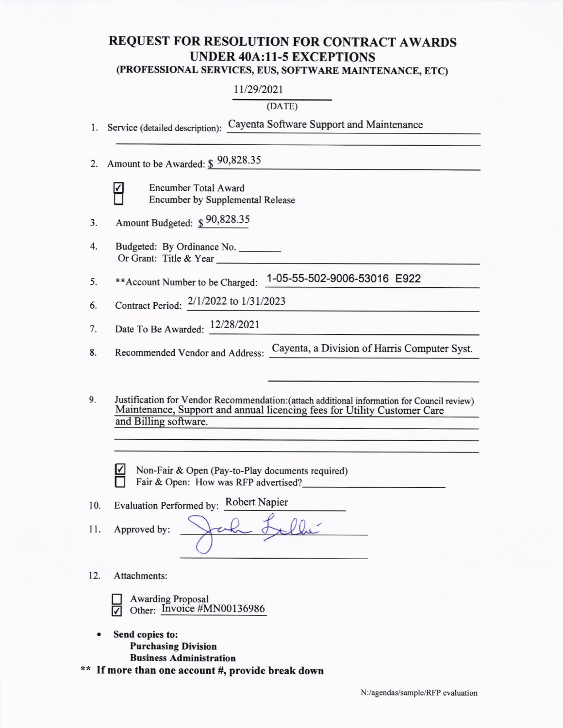# REQUEST FOR RESOLUTION FOR CONTRACT AWARDS UNDER 40A:11-5 EXCEPTIONS

## (PROFESSIONAL SERVICES, EUS, SOFTWARE MAINTENANCE, ETC)

11/29/2021
(DATE)

1. Service (detailed description): Cayenta Software Support and Maintenance

2. Amount to be Awarded: $ 90,828.35

   - [x] Encumber Total Award
   - [ ] Encumber by Supplemental Release

3. Amount Budgeted: $ 90,828.35

4. Budgeted: By Ordinance No. ________
   Or Grant: Title & Year ________

5. **Account Number to be Charged: 1-05-55-502-9006-53016 E922

6. Contract Period: 2/1/2022 to 1/31/2023

7. Date To Be Awarded: 12/28/2021

8. Recommended Vendor and Address: Cayenta, a Division of Harris Computer Syst.

9. Justification for Vendor Recommendation:(attach additional information for Council review)
   Maintenance, Support and annual licencing fees for Utility Customer Care and Billing software.

   - [x] Non-Fair & Open (Pay-to-Play documents required)
   - [ ] Fair & Open: How was RFP advertised? ________

10. Evaluation Performed by: Robert Napier

11. Approved by: [signature]

12. Attachments:

    - [ ] Awarding Proposal
    - [x] Other: Invoice #MN00136986

- **Send copies to:**
  **Purchasing Division**
  **Business Administration**

**** If more than one account #, provide break down**

N:/agendas/sample/RFP evaluation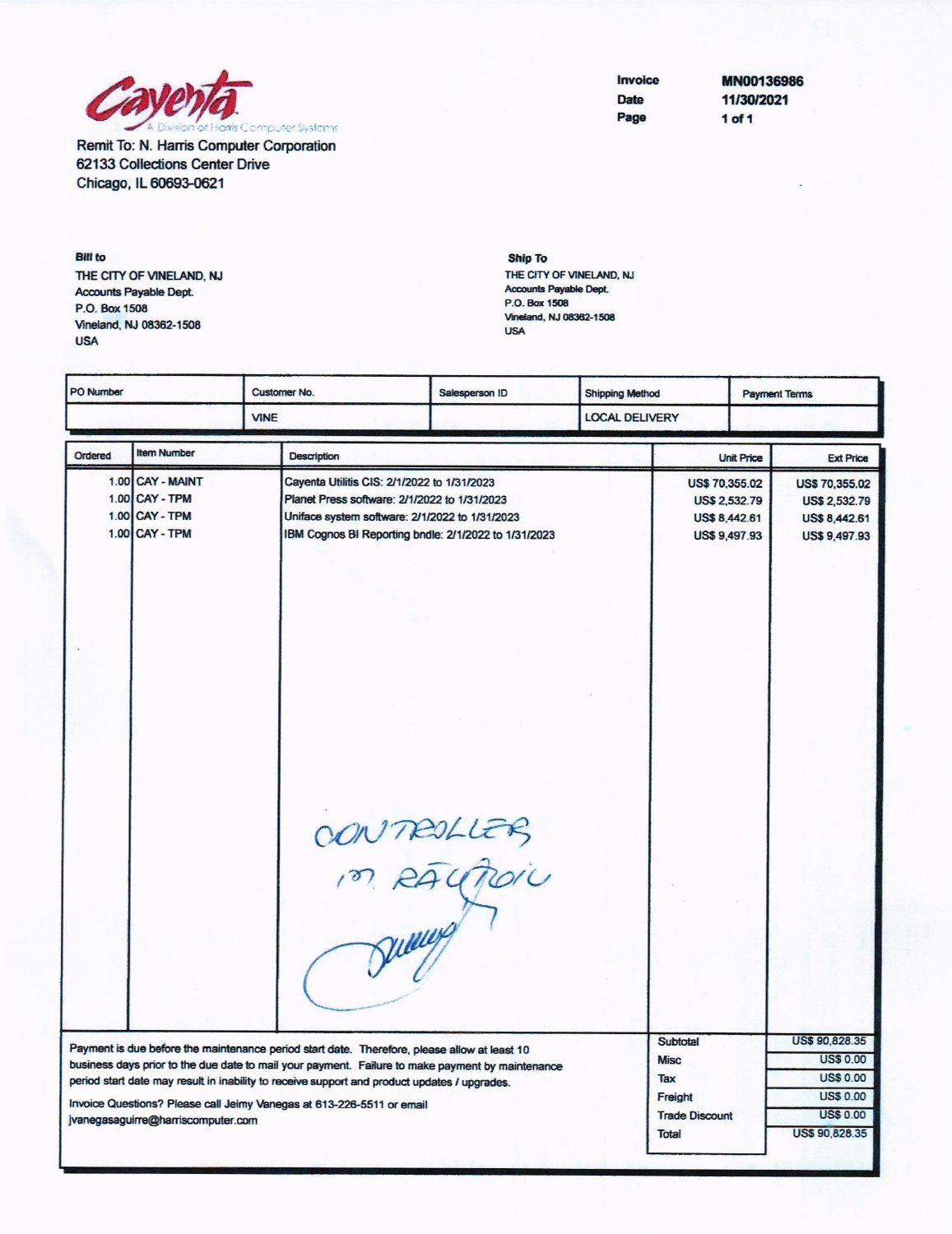**Cayenta**
A Division of Harris Computer Systems

Remit To: N. Harris Computer Corporation
62133 Collections Center Drive
Chicago, IL 60693-0621

| | |
|---|---|
| **Invoice** | **MN00136986** |
| **Date** | **11/30/2021** |
| **Page** | **1 of 1** |

**Bill to**
THE CITY OF VINELAND, NJ
Accounts Payable Dept.
P.O. Box 1508
Vineland, NJ 08362-1508
USA

**Ship To**
THE CITY OF VINELAND, NJ
Accounts Payable Dept.
P.O. Box 1508
Vineland, NJ 08362-1508
USA

| PO Number | Customer No. | Salesperson ID | Shipping Method | Payment Terms |
|---|---|---|---|---|
| | VINE | | LOCAL DELIVERY | |

| Ordered | Item Number | Description | Unit Price | Ext Price |
|---|---|---|---|---|
| 1.00 | CAY - MAINT | Cayenta Utilitis CIS: 2/1/2022 to 1/31/2023 | US$ 70,355.02 | US$ 70,355.02 |
| 1.00 | CAY - TPM | Planet Press software: 2/1/2022 to 1/31/2023 | US$ 2,532.79 | US$ 2,532.79 |
| 1.00 | CAY - TPM | Uniface system software: 2/1/2022 to 1/31/2023 | US$ 8,442.61 | US$ 8,442.61 |
| 1.00 | CAY - TPM | IBM Cognos BI Reporting bndle: 2/1/2022 to 1/31/2023 | US$ 9,497.93 | US$ 9,497.93 |

CONTROLLER
M. RAUTOIU
[signature]

Payment is due before the maintenance period start date. Therefore, please allow at least 10 business days prior to the due date to mail your payment. Failure to make payment by maintenance period start date may result in inability to receive support and product updates / upgrades.

Invoice Questions? Please call Jeimy Vanegas at 613-226-5511 or email jvanegasaguirre@harriscomputer.com

| | |
|---|---|
| Subtotal | US$ 90,828.35 |
| Misc | US$ 0.00 |
| Tax | US$ 0.00 |
| Freight | US$ 0.00 |
| Trade Discount | US$ 0.00 |
| Total | US$ 90,828.35 |